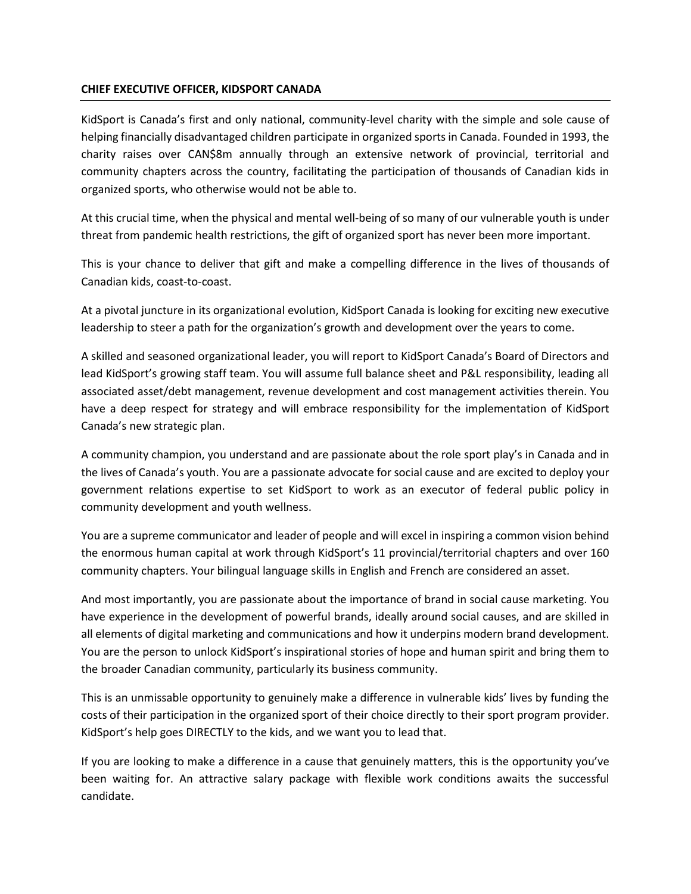**CHIEF EXECUTIVE OFFICER, KIDSPORT CANADA**

---

KidSport is Canada's first and only national, community-level charity with the simple and sole cause of helping financially disadvantaged children participate in organized sports in Canada. Founded in 1993, the charity raises over CAN$8m annually through an extensive network of provincial, territorial and community chapters across the country, facilitating the participation of thousands of Canadian kids in organized sports, who otherwise would not be able to.

At this crucial time, when the physical and mental well-being of so many of our vulnerable youth is under threat from pandemic health restrictions, the gift of organized sport has never been more important.

This is your chance to deliver that gift and make a compelling difference in the lives of thousands of Canadian kids, coast-to-coast.

At a pivotal juncture in its organizational evolution, KidSport Canada is looking for exciting new executive leadership to steer a path for the organization's growth and development over the years to come.

A skilled and seasoned organizational leader, you will report to KidSport Canada's Board of Directors and lead KidSport's growing staff team. You will assume full balance sheet and P&L responsibility, leading all associated asset/debt management, revenue development and cost management activities therein. You have a deep respect for strategy and will embrace responsibility for the implementation of KidSport Canada's new strategic plan.

A community champion, you understand and are passionate about the role sport play's in Canada and in the lives of Canada's youth. You are a passionate advocate for social cause and are excited to deploy your government relations expertise to set KidSport to work as an executor of federal public policy in community development and youth wellness.

You are a supreme communicator and leader of people and will excel in inspiring a common vision behind the enormous human capital at work through KidSport's 11 provincial/territorial chapters and over 160 community chapters. Your bilingual language skills in English and French are considered an asset.

And most importantly, you are passionate about the importance of brand in social cause marketing. You have experience in the development of powerful brands, ideally around social causes, and are skilled in all elements of digital marketing and communications and how it underpins modern brand development. You are the person to unlock KidSport's inspirational stories of hope and human spirit and bring them to the broader Canadian community, particularly its business community.

This is an unmissable opportunity to genuinely make a difference in vulnerable kids' lives by funding the costs of their participation in the organized sport of their choice directly to their sport program provider. KidSport's help goes DIRECTLY to the kids, and we want you to lead that.

If you are looking to make a difference in a cause that genuinely matters, this is the opportunity you've been waiting for. An attractive salary package with flexible work conditions awaits the successful candidate.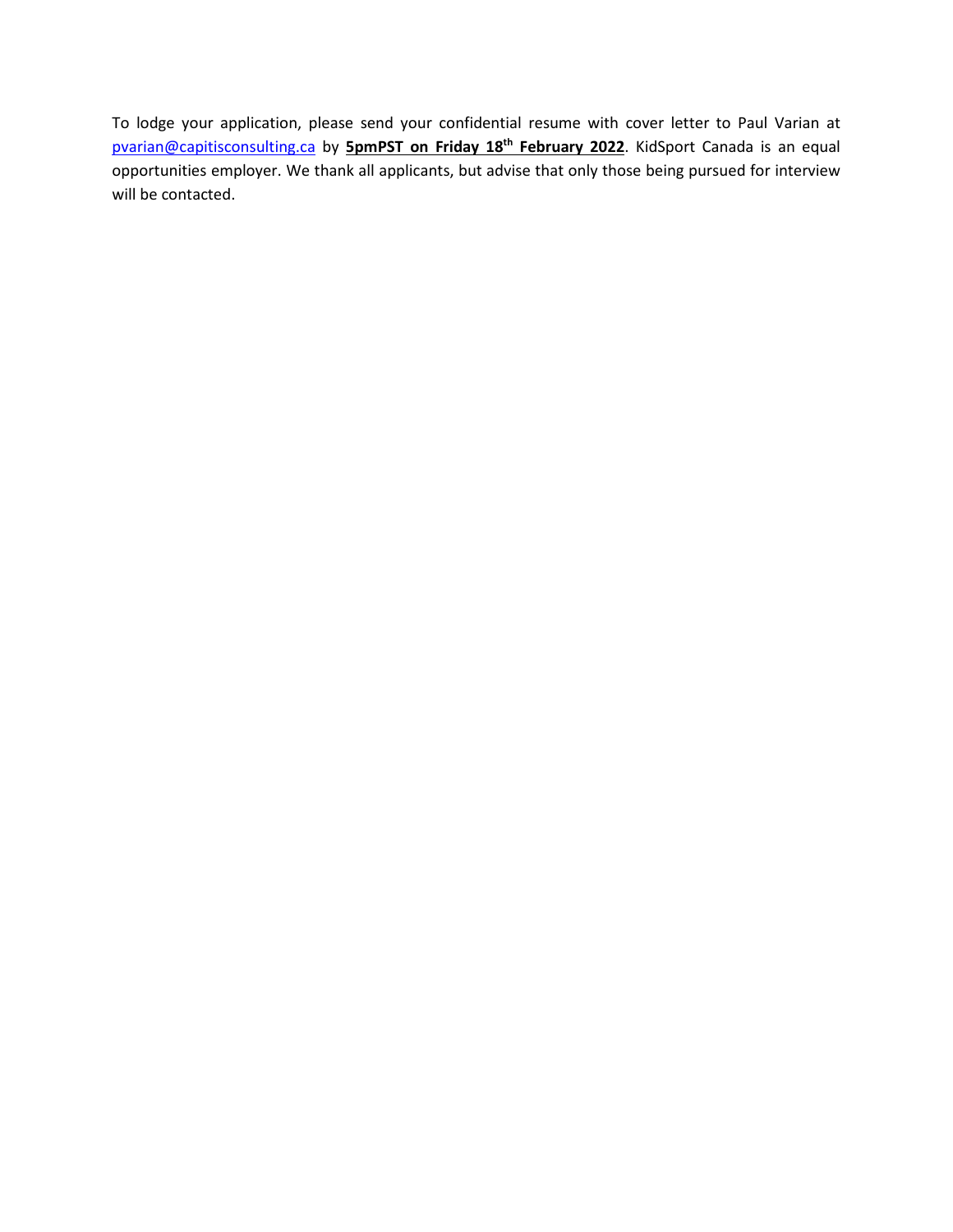To lodge your application, please send your confidential resume with cover letter to Paul Varian at pvarian@capitisconsulting.ca by **5pmPST on Friday 18th February 2022**. KidSport Canada is an equal opportunities employer. We thank all applicants, but advise that only those being pursued for interview will be contacted.